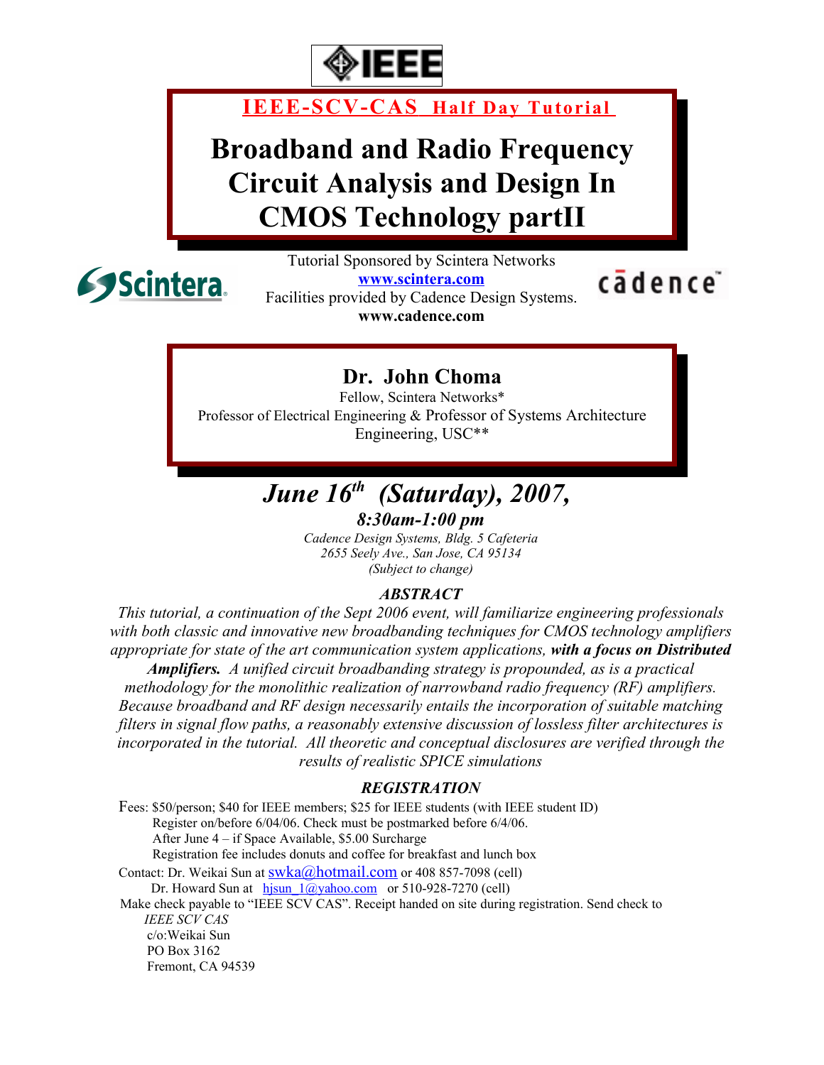IEEE

## IEEE-SCV-CAS Half Day Tutorial

# Broadband and Radio Frequency Circuit Analysis and Design In CMOS Technology partII

Scintera

cādence

Tutorial Sponsored by Scintera Networks
**www.scintera.com**
Facilities provided by Cadence Design Systems.
**www.cadence.com**

## Dr. John Choma

Fellow, Scintera Networks*
Professor of Electrical Engineering & Professor of Systems Architecture Engineering, USC**

## *June 16th (Saturday), 2007,*

### *8:30am-1:00 pm*

*Cadence Design Systems, Bldg. 5 Cafeteria*
*2655 Seely Ave., San Jose, CA 95134*
*(Subject to change)*

### *ABSTRACT*

*This tutorial, a continuation of the Sept 2006 event, will familiarize engineering professionals with both classic and innovative new broadbanding techniques for CMOS technology amplifiers appropriate for state of the art communication system applications,* ***with a focus on Distributed Amplifiers.*** *A unified circuit broadbanding strategy is propounded, as is a practical methodology for the monolithic realization of narrowband radio frequency (RF) amplifiers. Because broadband and RF design necessarily entails the incorporation of suitable matching filters in signal flow paths, a reasonably extensive discussion of lossless filter architectures is incorporated in the tutorial. All theoretic and conceptual disclosures are verified through the results of realistic SPICE simulations*

### *REGISTRATION*

Fees: $50/person; $40 for IEEE members; $25 for IEEE students (with IEEE student ID)
Register on/before 6/04/06. Check must be postmarked before 6/4/06.
After June 4 – if Space Available, $5.00 Surcharge
Registration fee includes donuts and coffee for breakfast and lunch box

Contact: Dr. Weikai Sun at swka@hotmail.com or 408 857-7098 (cell)
Dr. Howard Sun at hjsun_1@yahoo.com or 510-928-7270 (cell)

Make check payable to "IEEE SCV CAS". Receipt handed on site during registration. Send check to

*IEEE SCV CAS*
c/o:Weikai Sun
PO Box 3162
Fremont, CA 94539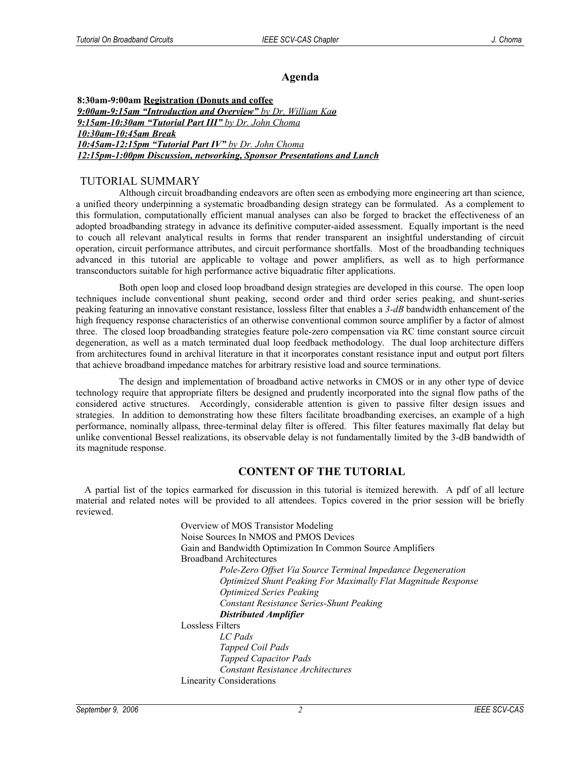## Agenda

**8:30am-9:00am <u>Registration (Donuts and coffee</u>**
***<u>9:00am-9:15am "Introduction and Overview"</u>*** *<u>by Dr. William Kao</u>*
***<u>9:15am-10:30am "Tutorial Part III"</u>*** *<u>by Dr. John Choma</u>*
***<u>10:30am-10:45am Break</u>***
***<u>10:45am-12:15pm "Tutorial Part IV"</u>*** *<u>by Dr. John Choma</u>*
***<u>12:15pm-1:00pm Discussion, networking, Sponsor Presentations and Lunch</u>***

## TUTORIAL SUMMARY

Although circuit broadbanding endeavors are often seen as embodying more engineering art than science, a unified theory underpinning a systematic broadbanding design strategy can be formulated. As a complement to this formulation, computationally efficient manual analyses can also be forged to bracket the effectiveness of an adopted broadbanding strategy in advance its definitive computer-aided assessment. Equally important is the need to couch all relevant analytical results in forms that render transparent an insightful understanding of circuit operation, circuit performance attributes, and circuit performance shortfalls. Most of the broadbanding techniques advanced in this tutorial are applicable to voltage and power amplifiers, as well as to high performance transconductors suitable for high performance active biquadratic filter applications.

Both open loop and closed loop broadband design strategies are developed in this course. The open loop techniques include conventional shunt peaking, second order and third order series peaking, and shunt-series peaking featuring an innovative constant resistance, lossless filter that enables a *3-dB* bandwidth enhancement of the high frequency response characteristics of an otherwise conventional common source amplifier by a factor of almost three. The closed loop broadbanding strategies feature pole-zero compensation via RC time constant source circuit degeneration, as well as a match terminated dual loop feedback methodology. The dual loop architecture differs from architectures found in archival literature in that it incorporates constant resistance input and output port filters that achieve broadband impedance matches for arbitrary resistive load and source terminations.

The design and implementation of broadband active networks in CMOS or in any other type of device technology require that appropriate filters be designed and prudently incorporated into the signal flow paths of the considered active structures. Accordingly, considerable attention is given to passive filter design issues and strategies. In addition to demonstrating how these filters facilitate broadbanding exercises, an example of a high performance, nominally allpass, three-terminal delay filter is offered. This filter features maximally flat delay but unlike conventional Bessel realizations, its observable delay is not fundamentally limited by the 3-dB bandwidth of its magnitude response.

## CONTENT OF THE TUTORIAL

A partial list of the topics earmarked for discussion in this tutorial is itemized herewith. A pdf of all lecture material and related notes will be provided to all attendees. Topics covered in the prior session will be briefly reviewed.

- Overview of MOS Transistor Modeling
- Noise Sources In NMOS and PMOS Devices
- Gain and Bandwidth Optimization In Common Source Amplifiers
- Broadband Architectures
  - *Pole-Zero Offset Via Source Terminal Impedance Degeneration*
  - *Optimized Shunt Peaking For Maximally Flat Magnitude Response*
  - *Optimized Series Peaking*
  - *Constant Resistance Series-Shunt Peaking*
  - ***Distributed Amplifier***
- Lossless Filters
  - *LC Pads*
  - *Tapped Coil Pads*
  - *Tapped Capacitor Pads*
  - *Constant Resistance Architectures*
- Linearity Considerations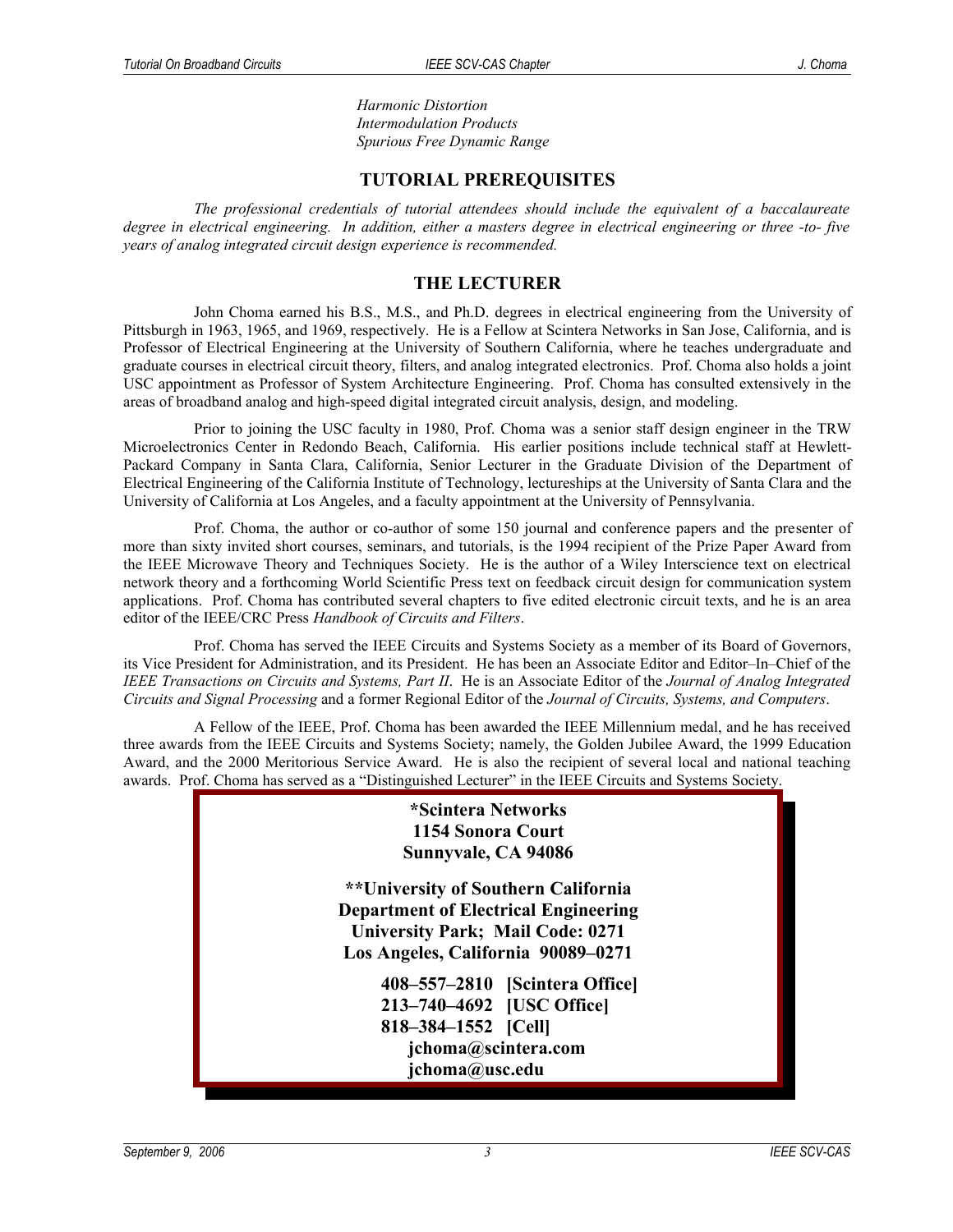*Harmonic Distortion*
*Intermodulation Products*
*Spurious Free Dynamic Range*

## TUTORIAL PREREQUISITES

*The professional credentials of tutorial attendees should include the equivalent of a baccalaureate degree in electrical engineering. In addition, either a masters degree in electrical engineering or three -to- five years of analog integrated circuit design experience is recommended.*

## THE LECTURER

John Choma earned his B.S., M.S., and Ph.D. degrees in electrical engineering from the University of Pittsburgh in 1963, 1965, and 1969, respectively. He is a Fellow at Scintera Networks in San Jose, California, and is Professor of Electrical Engineering at the University of Southern California, where he teaches undergraduate and graduate courses in electrical circuit theory, filters, and analog integrated electronics. Prof. Choma also holds a joint USC appointment as Professor of System Architecture Engineering. Prof. Choma has consulted extensively in the areas of broadband analog and high-speed digital integrated circuit analysis, design, and modeling.

Prior to joining the USC faculty in 1980, Prof. Choma was a senior staff design engineer in the TRW Microelectronics Center in Redondo Beach, California. His earlier positions include technical staff at Hewlett-Packard Company in Santa Clara, California, Senior Lecturer in the Graduate Division of the Department of Electrical Engineering of the California Institute of Technology, lectureships at the University of Santa Clara and the University of California at Los Angeles, and a faculty appointment at the University of Pennsylvania.

Prof. Choma, the author or co-author of some 150 journal and conference papers and the presenter of more than sixty invited short courses, seminars, and tutorials, is the 1994 recipient of the Prize Paper Award from the IEEE Microwave Theory and Techniques Society. He is the author of a Wiley Interscience text on electrical network theory and a forthcoming World Scientific Press text on feedback circuit design for communication system applications. Prof. Choma has contributed several chapters to five edited electronic circuit texts, and he is an area editor of the IEEE/CRC Press *Handbook of Circuits and Filters*.

Prof. Choma has served the IEEE Circuits and Systems Society as a member of its Board of Governors, its Vice President for Administration, and its President. He has been an Associate Editor and Editor–In–Chief of the *IEEE Transactions on Circuits and Systems, Part II*. He is an Associate Editor of the *Journal of Analog Integrated Circuits and Signal Processing* and a former Regional Editor of the *Journal of Circuits, Systems, and Computers*.

A Fellow of the IEEE, Prof. Choma has been awarded the IEEE Millennium medal, and he has received three awards from the IEEE Circuits and Systems Society; namely, the Golden Jubilee Award, the 1999 Education Award, and the 2000 Meritorious Service Award. He is also the recipient of several local and national teaching awards. Prof. Choma has served as a "Distinguished Lecturer" in the IEEE Circuits and Systems Society.

**\*Scintera Networks**
**1154 Sonora Court**
**Sunnyvale, CA 94086**

**\*\*University of Southern California**
**Department of Electrical Engineering**
**University Park; Mail Code: 0271**
**Los Angeles, California 90089–0271**

**408–557–2810 [Scintera Office]**
**213–740–4692 [USC Office]**
**818–384–1552 [Cell]**
**jchoma@scintera.com**
**jchoma@usc.edu**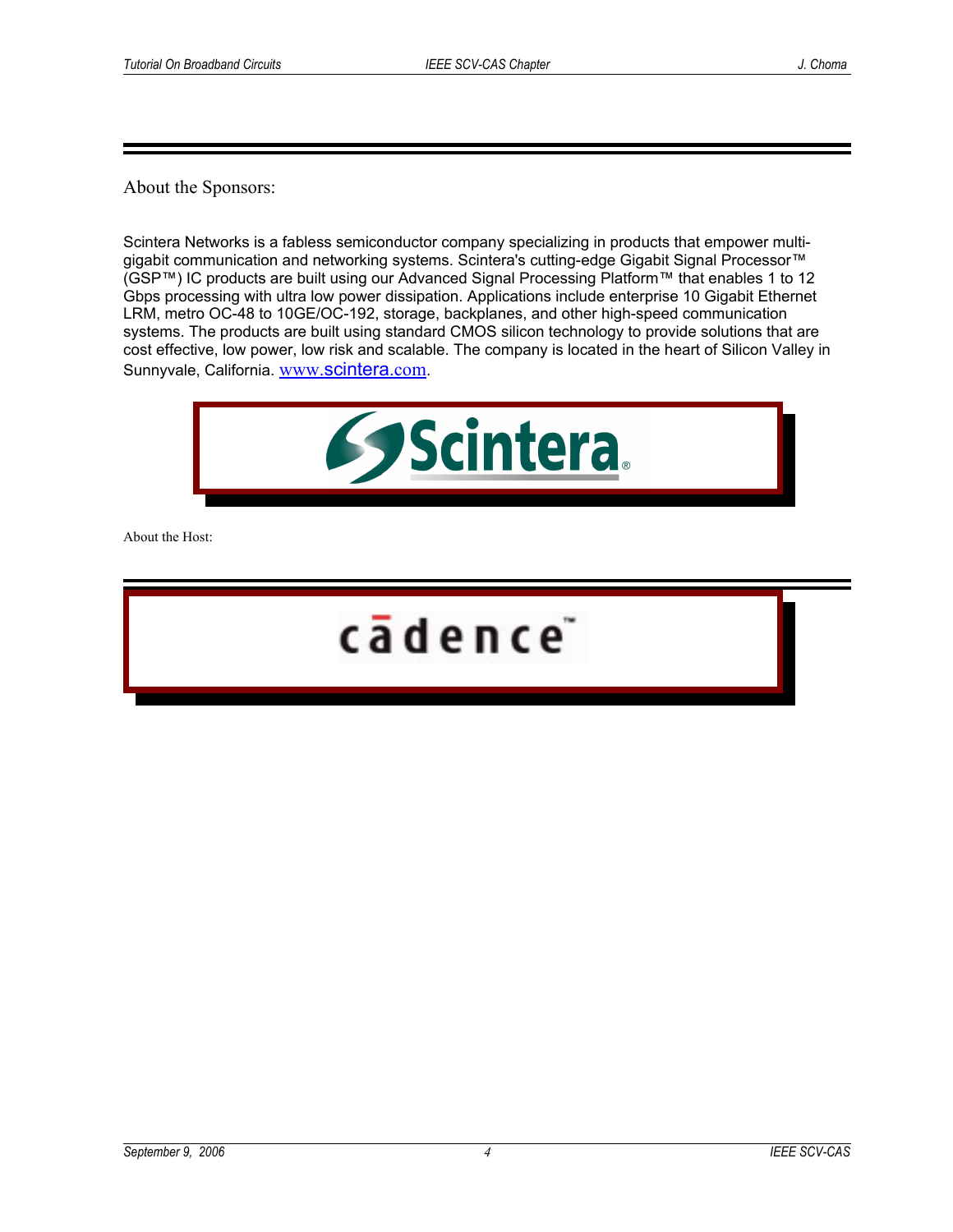About the Sponsors:

Scintera Networks is a fabless semiconductor company specializing in products that empower multi-gigabit communication and networking systems. Scintera's cutting-edge Gigabit Signal Processor™ (GSP™) IC products are built using our Advanced Signal Processing Platform™ that enables 1 to 12 Gbps processing with ultra low power dissipation. Applications include enterprise 10 Gigabit Ethernet LRM, metro OC-48 to 10GE/OC-192, storage, backplanes, and other high-speed communication systems. The products are built using standard CMOS silicon technology to provide solutions that are cost effective, low power, low risk and scalable. The company is located in the heart of Silicon Valley in Sunnyvale, California. www.scintera.com.

Scintera®

About the Host:

cādence™